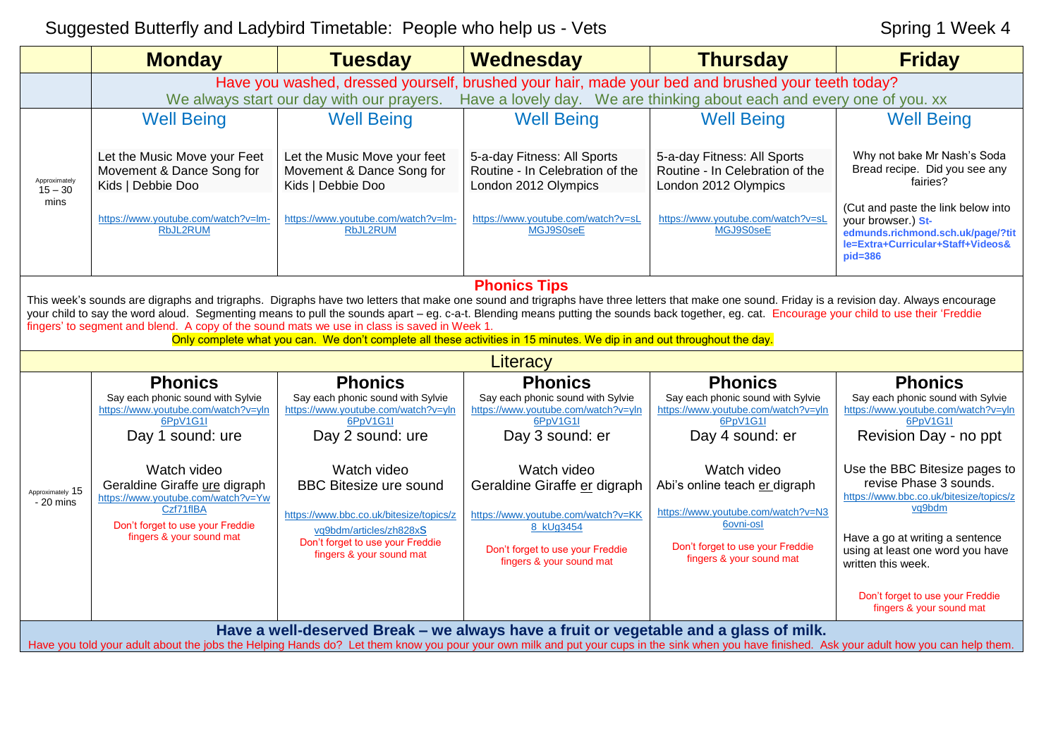# Suggested Butterfly and Ladybird Timetable: People who help us - Vets

Spring 1 Week 4

| | Monday | Tuesday | Wednesday | Thursday | Friday |
|---|---|---|---|---|---|
| | Have you washed, dressed yourself, brushed your hair, made your bed and brushed your teeth today? We always start our day with our prayers. Have a lovely day. We are thinking about each and every one of you. xx | | | | |
| Approximately 15 – 30 mins | **Well Being**<br><br>Let the Music Move your Feet Movement & Dance Song for Kids \| Debbie Doo<br><br>https://www.youtube.com/watch?v=lm-RbJL2RUM | **Well Being**<br><br>Let the Music Move your feet Movement & Dance Song for Kids \| Debbie Doo<br><br>https://www.youtube.com/watch?v=lm-RbJL2RUM | **Well Being**<br><br>5-a-day Fitness: All Sports Routine - In Celebration of the London 2012 Olympics<br><br>https://www.youtube.com/watch?v=sLMGJ9S0seE | **Well Being**<br><br>5-a-day Fitness: All Sports Routine - In Celebration of the London 2012 Olympics<br><br>https://www.youtube.com/watch?v=sLMGJ9S0seE | **Well Being**<br><br>Why not bake Mr Nash's Soda Bread recipe. Did you see any fairies?<br><br>(Cut and paste the link below into your browser.) **St-edmunds.richmond.sch.uk/page/?title=Extra+Curricular+Staff+Videos&pid=386** |

**Phonics Tips**

This week's sounds are digraphs and trigraphs. Digraphs have two letters that make one sound and trigraphs have three letters that make one sound. Friday is a revision day. Always encourage your child to say the word aloud. Segmenting means to pull the sounds apart – eg. c-a-t. Blending means putting the sounds back together, eg. cat. Encourage your child to use their 'Freddie fingers' to segment and blend. A copy of the sound mats we use in class is saved in Week 1.

Only complete what you can. We don't complete all these activities in 15 minutes. We dip in and out throughout the day.

**Literacy**

| | Monday | Tuesday | Wednesday | Thursday | Friday |
|---|---|---|---|---|---|
| Approximately 15 - 20 mins | **Phonics**<br>Say each phonic sound with Sylvie<br>https://www.youtube.com/watch?v=yln6PpV1G1I<br>Day 1 sound: ure<br><br>Watch video<br>Geraldine Giraffe ure digraph<br>https://www.youtube.com/watch?v=YwCzf71flBA<br>Don't forget to use your Freddie fingers & your sound mat | **Phonics**<br>Say each phonic sound with Sylvie<br>https://www.youtube.com/watch?v=yln6PpV1G1I<br>Day 2 sound: ure<br><br>Watch video<br>BBC Bitesize ure sound<br><br>https://www.bbc.co.uk/bitesize/topics/zvq9bdm/articles/zh828xS<br>Don't forget to use your Freddie fingers & your sound mat | **Phonics**<br>Say each phonic sound with Sylvie<br>https://www.youtube.com/watch?v=yln6PpV1G1I<br>Day 3 sound: er<br><br>Watch video<br>Geraldine Giraffe er digraph<br><br>https://www.youtube.com/watch?v=KK8_kUg3454<br><br>Don't forget to use your Freddie fingers & your sound mat | **Phonics**<br>Say each phonic sound with Sylvie<br>https://www.youtube.com/watch?v=yln6PpV1G1I<br>Day 4 sound: er<br><br>Watch video<br>Abi's online teach er digraph<br><br>https://www.youtube.com/watch?v=N36ovni-osI<br><br>Don't forget to use your Freddie fingers & your sound mat | **Phonics**<br>Say each phonic sound with Sylvie<br>https://www.youtube.com/watch?v=yln6PpV1G1I<br>Revision Day - no ppt<br><br>Use the BBC Bitesize pages to revise Phase 3 sounds.<br>https://www.bbc.co.uk/bitesize/topics/zvq9bdm<br><br>Have a go at writing a sentence using at least one word you have written this week.<br><br>Don't forget to use your Freddie fingers & your sound mat |

**Have a well-deserved Break – we always have a fruit or vegetable and a glass of milk.**

Have you told your adult about the jobs the Helping Hands do? Let them know you pour your own milk and put your cups in the sink when you have finished. Ask your adult how you can help them.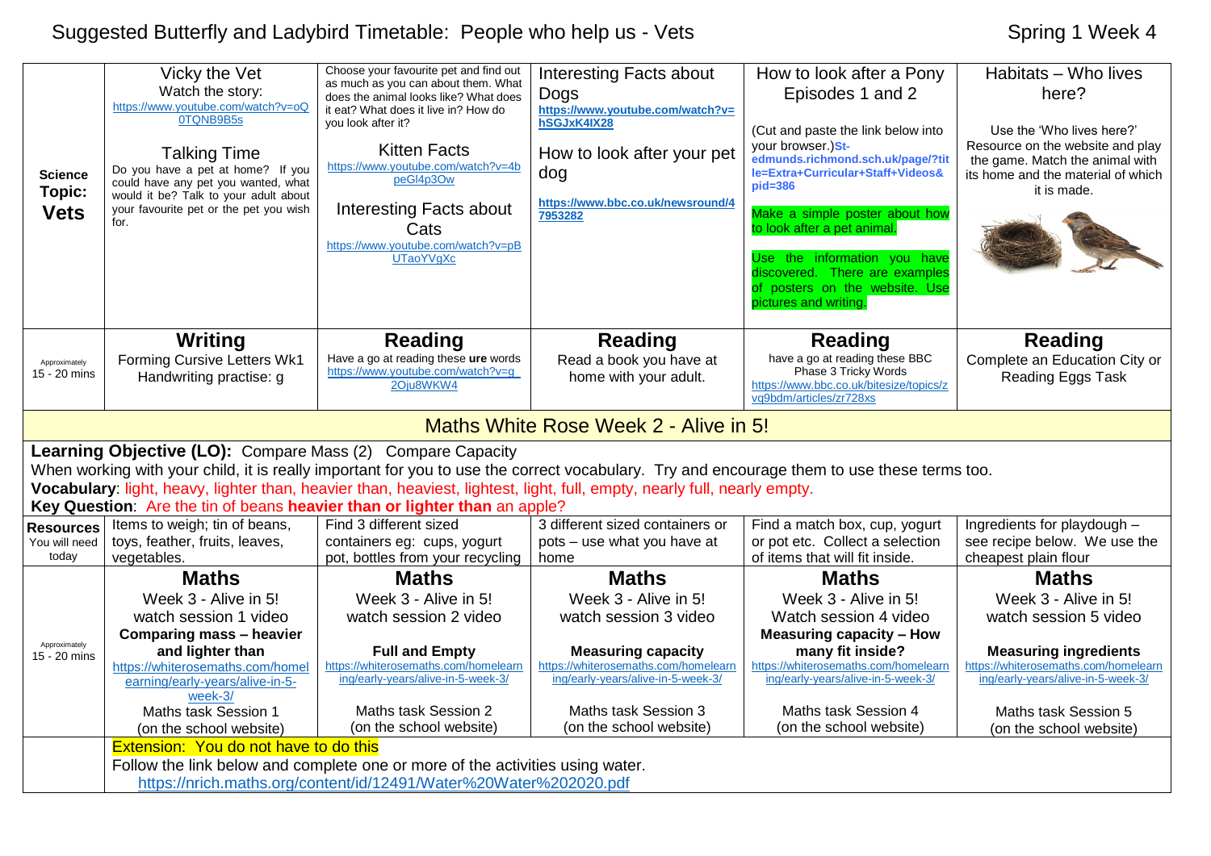# Suggested Butterfly and Ladybird Timetable: People who help us - Vets

Spring 1 Week 4

| | | | | | |
|---|---|---|---|---|---|
| **Science Topic: Vets** | Vicky the Vet<br>Watch the story:<br>https://www.youtube.com/watch?v=oQ0TQNB9B5s<br><br>Talking Time<br>Do you have a pet at home? If you could have any pet you wanted, what would it be? Talk to your adult about your favourite pet or the pet you wish for. | Choose your favourite pet and find out as much as you can about them. What does the animal looks like? What does it eat? What does it live in? How do you look after it?<br><br>Kitten Facts<br>https://www.youtube.com/watch?v=4bpeGl4p3Ow<br><br>Interesting Facts about Cats<br>https://www.youtube.com/watch?v=pBUTaoYVgXc | Interesting Facts about Dogs<br>**https://www.youtube.com/watch?v=hSGJxK4IX28**<br><br>How to look after your pet dog<br><br>**https://www.bbc.co.uk/newsround/47953282** | How to look after a Pony Episodes 1 and 2<br><br>(Cut and paste the link below into your browser.)**St-edmunds.richmond.sch.uk/page/?title=Extra+Curricular+Staff+Videos&pid=386**<br><br>Make a simple poster about how to look after a pet animal.<br><br>Use the information you have discovered. There are examples of posters on the website. Use pictures and writing. | Habitats – Who lives here?<br><br>Use the 'Who lives here?' Resource on the website and play the game. Match the animal with its home and the material of which it is made. |
| Approximately 15 - 20 mins | **Writing**<br>Forming Cursive Letters Wk1<br>Handwriting practise: g | **Reading**<br>Have a go at reading these **ure** words<br>https://www.youtube.com/watch?v=g2Oju8WKW4 | **Reading**<br>Read a book you have at home with your adult. | **Reading**<br>have a go at reading these BBC Phase 3 Tricky Words<br>https://www.bbc.co.uk/bitesize/topics/zvq9bdm/articles/zr728xs | **Reading**<br>Complete an Education City or Reading Eggs Task |

## Maths White Rose Week 2 - Alive in 5!

**Learning Objective (LO):** Compare Mass (2) Compare Capacity

When working with your child, it is really important for you to use the correct vocabulary. Try and encourage them to use these terms too.

**Vocabulary**: light, heavy, lighter than, heavier than, heaviest, lightest, light, full, empty, nearly full, nearly empty.

**Key Question**: Are the tin of beans **heavier than or lighter than** an apple?

| | | | | | |
|---|---|---|---|---|---|
| **Resources** You will need today | Items to weigh; tin of beans, toys, feather, fruits, leaves, vegetables. | Find 3 different sized containers eg: cups, yogurt pot, bottles from your recycling | 3 different sized containers or pots – use what you have at home | Find a match box, cup, yogurt or pot etc. Collect a selection of items that will fit inside. | Ingredients for playdough – see recipe below. We use the cheapest plain flour |
| Approximately 15 - 20 mins | **Maths**<br>Week 3 - Alive in 5!<br>watch session 1 video<br>**Comparing mass – heavier and lighter than**<br>https://whiterosemaths.com/homelearning/early-years/alive-in-5-week-3/<br>Maths task Session 1<br>(on the school website) | **Maths**<br>Week 3 - Alive in 5!<br>watch session 2 video<br>**Full and Empty**<br>https://whiterosemaths.com/homelearning/early-years/alive-in-5-week-3/<br>Maths task Session 2<br>(on the school website) | **Maths**<br>Week 3 - Alive in 5!<br>watch session 3 video<br>**Measuring capacity**<br>https://whiterosemaths.com/homelearning/early-years/alive-in-5-week-3/<br>Maths task Session 3<br>(on the school website) | **Maths**<br>Week 3 - Alive in 5!<br>Watch session 4 video<br>**Measuring capacity – How many fit inside?**<br>https://whiterosemaths.com/homelearning/early-years/alive-in-5-week-3/<br>Maths task Session 4<br>(on the school website) | **Maths**<br>Week 3 - Alive in 5!<br>watch session 5 video<br>**Measuring ingredients**<br>https://whiterosemaths.com/homelearning/early-years/alive-in-5-week-3/<br>Maths task Session 5<br>(on the school website) |

Extension: You do not have to do this

Follow the link below and complete one or more of the activities using water.

https://nrich.maths.org/content/id/12491/Water%20Water%202020.pdf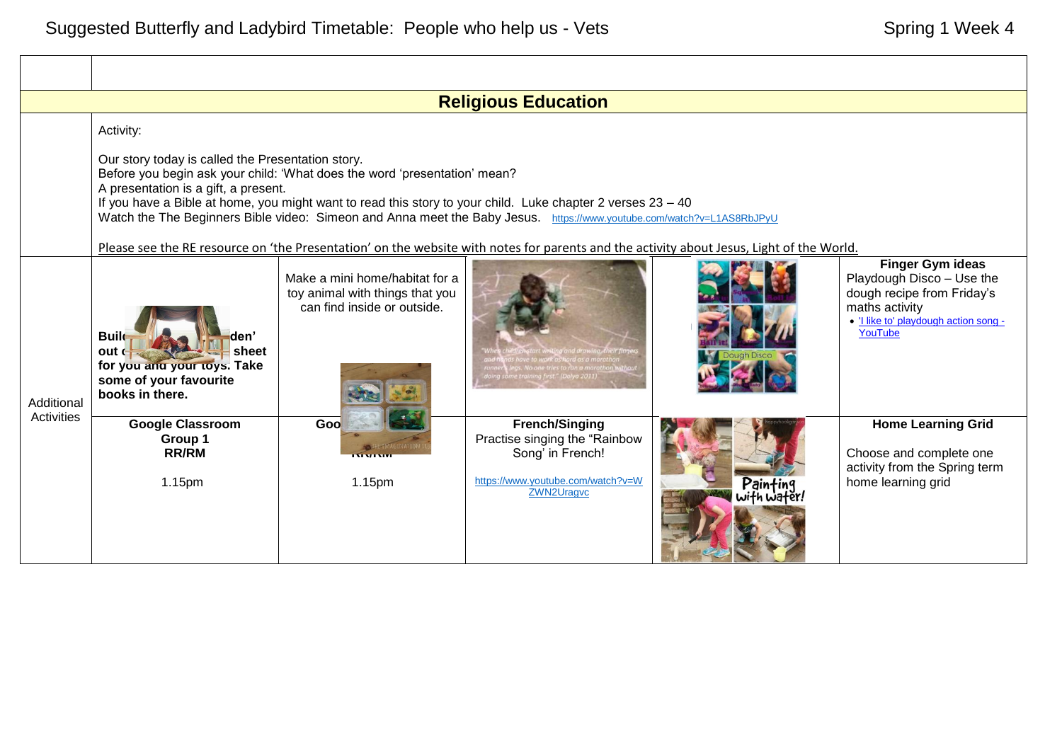Suggested Butterfly and Ladybird Timetable: People who help us - Vets

Spring 1 Week 4

| | | | | | |
|---|---|---|---|---|---|
| | | | | | |

## Religious Education

Activity:

Our story today is called the Presentation story.
Before you begin ask your child: 'What does the word 'presentation' mean?
A presentation is a gift, a present.
If you have a Bible at home, you might want to read this story to your child. Luke chapter 2 verses 23 – 40
Watch the The Beginners Bible video: Simeon and Anna meet the Baby Jesus. https://www.youtube.com/watch?v=L1AS8RbJPyU

Please see the RE resource on 'the Presentation' on the website with notes for parents and the activity about Jesus, Light of the World.

| | | | | | |
|---|---|---|---|---|---|
| Additional Activities | **Buil... den' out ... sheet for you and your toys. Take some of your favourite books in there.** | Make a mini home/habitat for a toy animal with things that you can find inside or outside. | | | **Finger Gym ideas** Playdough Disco – Use the dough recipe from Friday's maths activity<br>• 'I like to' playdough action song - YouTube |
| | **Google Classroom Group 1 RR/RM**<br><br>1.15pm | **Goo... RR/RM**<br><br>1.15pm | **French/Singing** Practise singing the "Rainbow Song' in French!<br><br>https://www.youtube.com/watch?v=WZWN2Uragvc | | **Home Learning Grid**<br><br>Choose and complete one activity from the Spring term home learning grid |